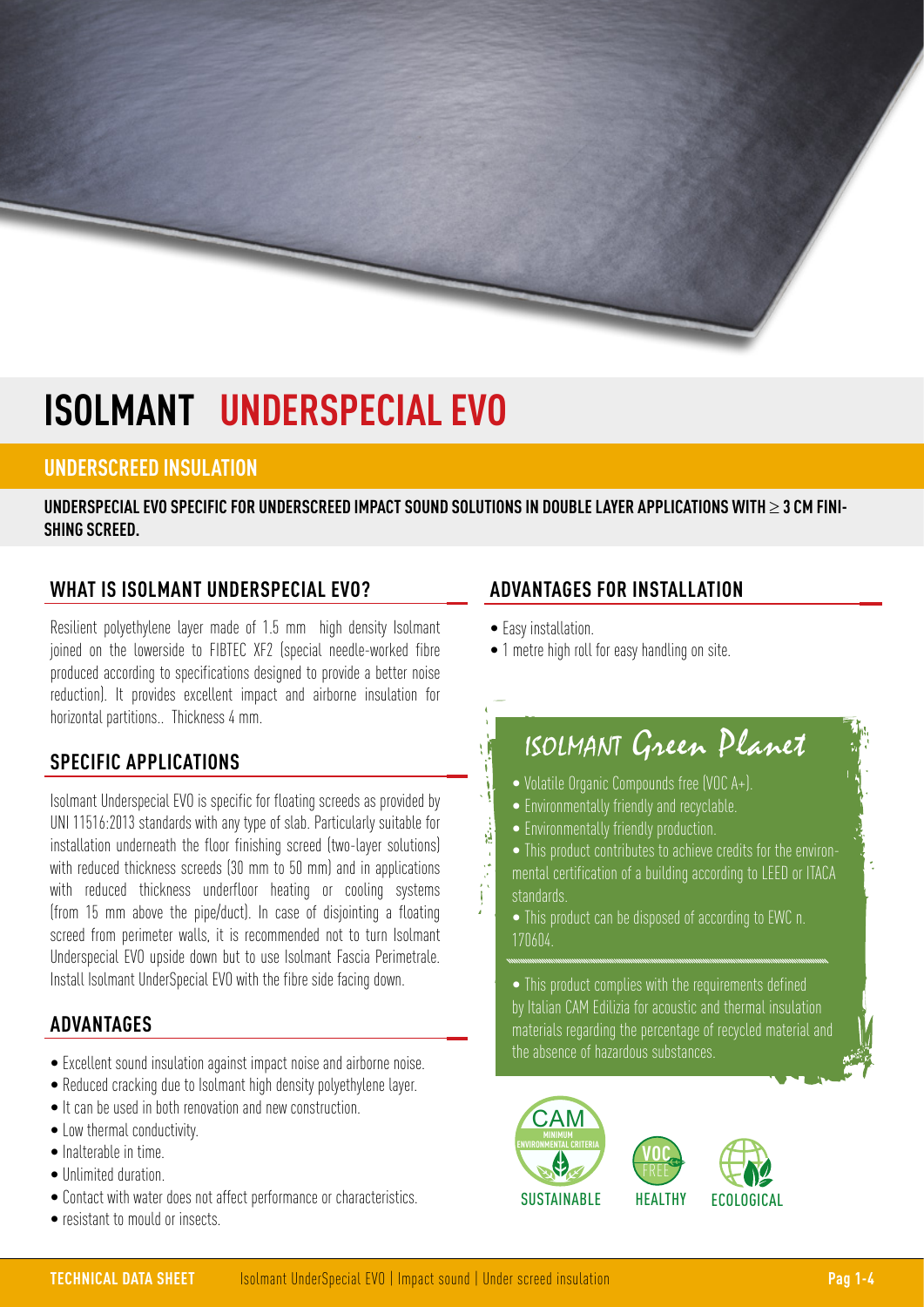# ISOLMANT UNDERSPECIAL EVO

## UNDERSCREED INSULATION

**UNDERSPECIAL EVO SPECIFIC FOR UNDERSCREED IMPACT SOUND SOLUTIONS IN DOUBLE LAYER APPLICATIONS WITH ≥ 3 CM FINISHING SCREED.**

## WHAT IS ISOLMANT UNDERSPECIAL EVO?

Resilient polyethylene layer made of 1.5 mm high density Isolmant joined on the lowerside to FIBTEC XF2 (special needle-worked fibre produced according to specifications designed to provide a better noise reduction). It provides excellent impact and airborne insulation for horizontal partitions.. Thickness 4 mm.

## SPECIFIC APPLICATIONS

Isolmant Underspecial EVO is specific for floating screeds as provided by UNI 11516:2013 standards with any type of slab. Particularly suitable for installation underneath the floor finishing screed (two-layer solutions) with reduced thickness screeds (30 mm to 50 mm) and in applications with reduced thickness underfloor heating or cooling systems (from 15 mm above the pipe/duct). In case of disjointing a floating screed from perimeter walls, it is recommended not to turn Isolmant Underspecial EVO upside down but to use Isolmant Fascia Perimetrale. Install Isolmant UnderSpecial EVO with the fibre side facing down.

## ADVANTAGES

- Excellent sound insulation against impact noise and airborne noise.
- Reduced cracking due to Isolmant high density polyethylene layer.
- It can be used in both renovation and new construction.
- Low thermal conductivity.
- Inalterable in time.
- Unlimited duration.
- Contact with water does not affect performance or characteristics.
- resistant to mould or insects.

## ADVANTAGES FOR INSTALLATION

- Easy installation.
- 1 metre high roll for easy handling on site.

## ISOLMANT Green Planet

- Volatile Organic Compounds free (VOC A+).
- Environmentally friendly and recyclable.
- Environmentally friendly production.
- This product contributes to achieve credits for the environmental certification of a building according to LEED or ITACA standards.
- This product can be disposed of according to EWC n. 170604.

- This product complies with the requirements defined by Italian CAM Edilizia for acoustic and thermal insulation materials regarding the percentage of recycled material and the absence of hazardous substances.

CAM MINIMUM ENVIRONMENTAL CRITERIA — SUSTAINABLE | VOC FREE — HEALTHY | ECOLOGICAL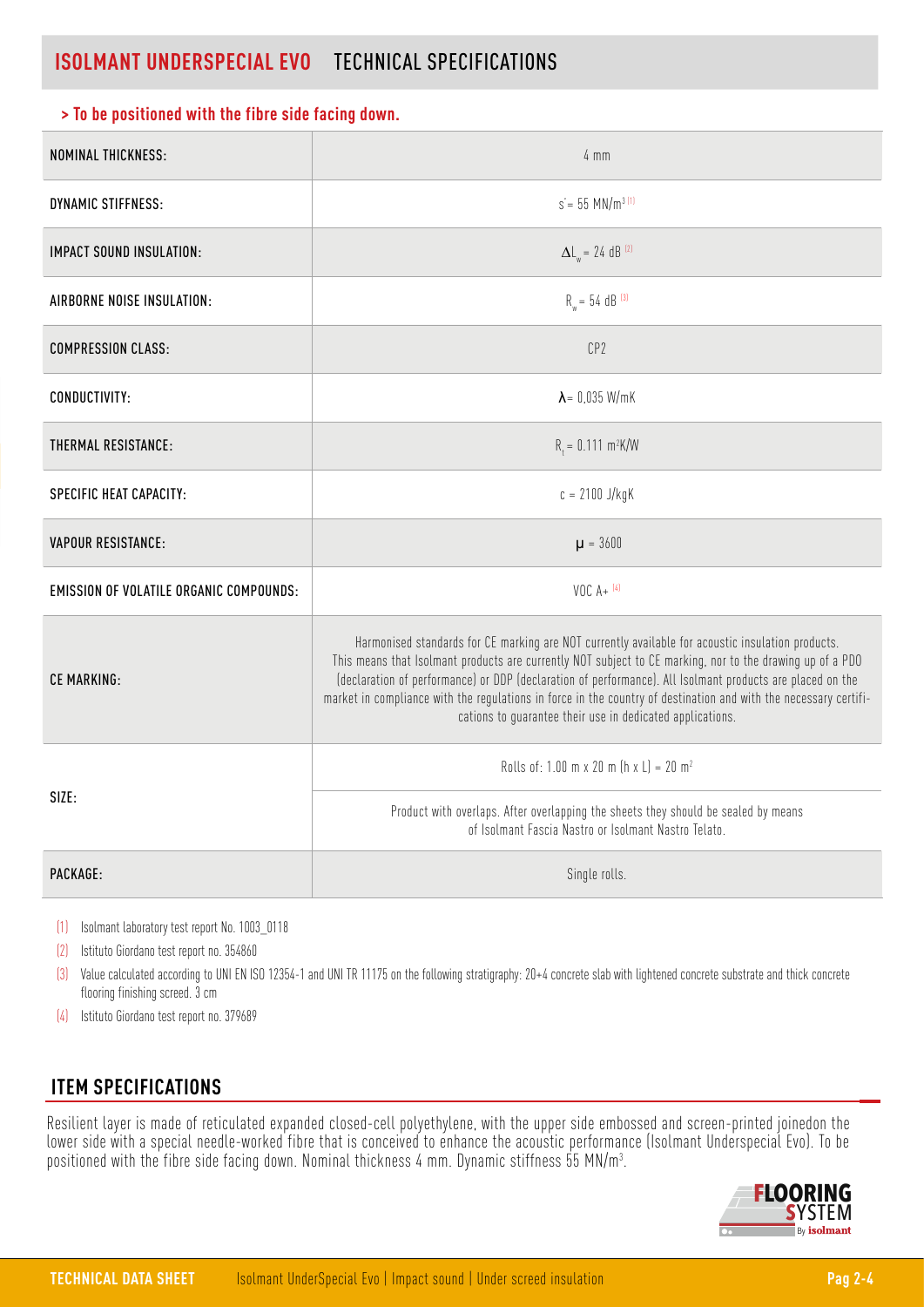# ISOLMANT UNDERSPECIAL EVO TECHNICAL SPECIFICATIONS

**> To be positioned with the fibre side facing down.**

| | |
|---|---|
| NOMINAL THICKNESS: | 4 mm |
| DYNAMIC STIFFNESS: | $s' = 55$ MN/$m^3$ [1] |
| IMPACT SOUND INSULATION: | $\Delta L_w = 24$ dB [2] |
| AIRBORNE NOISE INSULATION: | $R_w = 54$ dB [3] |
| COMPRESSION CLASS: | CP2 |
| CONDUCTIVITY: | $\lambda = 0{,}035$ W/mK |
| THERMAL RESISTANCE: | $R_t = 0.111$ $m^2$K/W |
| SPECIFIC HEAT CAPACITY: | c = 2100 J/kgK |
| VAPOUR RESISTANCE: | $\mu = 3600$ |
| EMISSION OF VOLATILE ORGANIC COMPOUNDS: | VOC A+ [4] |
| CE MARKING: | Harmonised standards for CE marking are NOT currently available for acoustic insulation products. This means that Isolmant products are currently NOT subject to CE marking, nor to the drawing up of a PDO (declaration of performance) or DDP (declaration of performance). All Isolmant products are placed on the market in compliance with the regulations in force in the country of destination and with the necessary certifications to guarantee their use in dedicated applications. |
| SIZE: | Rolls of: 1.00 m x 20 m (h x L) = 20 $m^2$ |
| | Product with overlaps. After overlapping the sheets they should be sealed by means of Isolmant Fascia Nastro or Isolmant Nastro Telato. |
| PACKAGE: | Single rolls. |

(1) Isolmant laboratory test report No. 1003_0118

(2) Istituto Giordano test report no. 354860

(3) Value calculated according to UNI EN ISO 12354-1 and UNI TR 11175 on the following stratigraphy: 20+4 concrete slab with lightened concrete substrate and thick concrete flooring finishing screed. 3 cm

(4) Istituto Giordano test report no. 379689

## ITEM SPECIFICATIONS

Resilient layer is made of reticulated expanded closed-cell polyethylene, with the upper side embossed and screen-printed joinedon the lower side with a special needle-worked fibre that is conceived to enhance the acoustic performance (Isolmant Underspecial Evo). To be positioned with the fibre side facing down. Nominal thickness 4 mm. Dynamic stiffness 55 MN/$m^3$.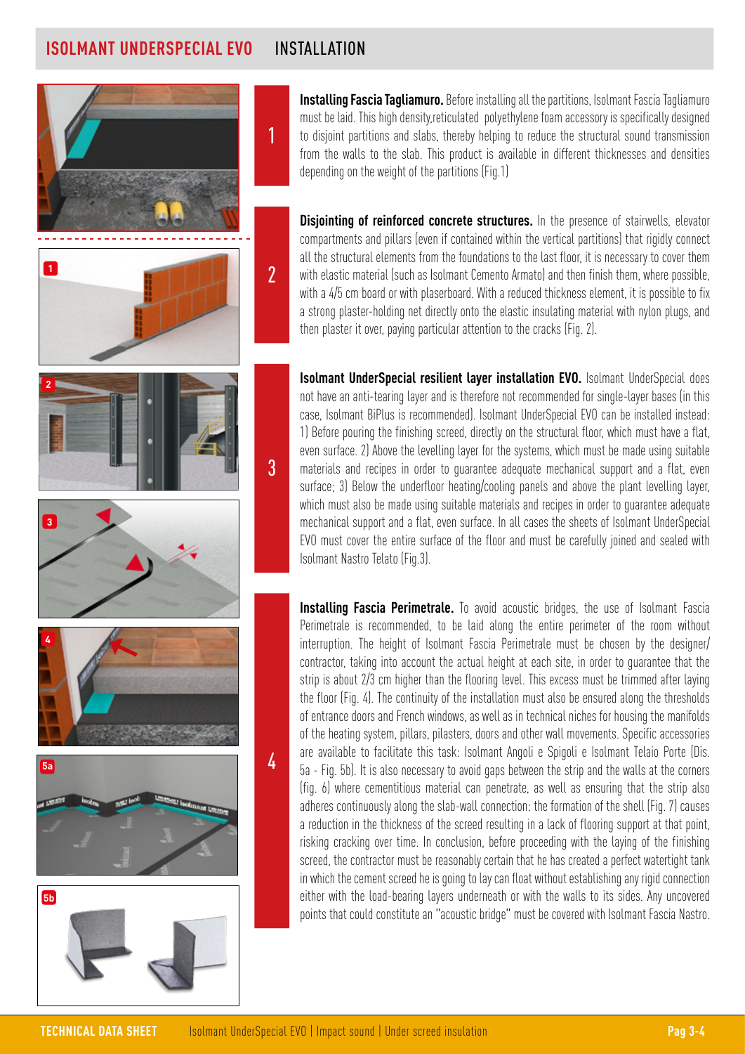## ISOLMANT UNDERSPECIAL EVO INSTALLATION

**1**

**Installing Fascia Tagliamuro.** Before installing all the partitions, Isolmant Fascia Tagliamuro must be laid. This high density,reticulated polyethylene foam accessory is specifically designed to disjoint partitions and slabs, thereby helping to reduce the structural sound transmission from the walls to the slab. This product is available in different thicknesses and densities depending on the weight of the partitions (Fig.1)

**2**

**Disjointing of reinforced concrete structures.** In the presence of stairwells, elevator compartments and pillars (even if contained within the vertical partitions) that rigidly connect all the structural elements from the foundations to the last floor, it is necessary to cover them with elastic material (such as Isolmant Cemento Armato) and then finish them, where possible, with a 4/5 cm board or with plaserboard. With a reduced thickness element, it is possible to fix a strong plaster-holding net directly onto the elastic insulating material with nylon plugs, and then plaster it over, paying particular attention to the cracks (Fig. 2).

**3**

**Isolmant UnderSpecial resilient layer installation EVO.** Isolmant UnderSpecial does not have an anti-tearing layer and is therefore not recommended for single-layer bases (in this case, Isolmant BiPlus is recommended). Isolmant UnderSpecial EVO can be installed instead: 1) Before pouring the finishing screed, directly on the structural floor, which must have a flat, even surface. 2) Above the levelling layer for the systems, which must be made using suitable materials and recipes in order to guarantee adequate mechanical support and a flat, even surface; 3) Below the underfloor heating/cooling panels and above the plant levelling layer, which must also be made using suitable materials and recipes in order to guarantee adequate mechanical support and a flat, even surface. In all cases the sheets of Isolmant UnderSpecial EVO must cover the entire surface of the floor and must be carefully joined and sealed with Isolmant Nastro Telato (Fig.3).

**4**

**Installing Fascia Perimetrale.** To avoid acoustic bridges, the use of Isolmant Fascia Perimetrale is recommended, to be laid along the entire perimeter of the room without interruption. The height of Isolmant Fascia Perimetrale must be chosen by the designer/contractor, taking into account the actual height at each site, in order to guarantee that the strip is about 2/3 cm higher than the flooring level. This excess must be trimmed after laying the floor (Fig. 4). The continuity of the installation must also be ensured along the thresholds of entrance doors and French windows, as well as in technical niches for housing the manifolds of the heating system, pillars, pilasters, doors and other wall movements. Specific accessories are available to facilitate this task: Isolmant Angoli e Spigoli e Isolmant Telaio Porte (Dis. 5a - Fig. 5b). It is also necessary to avoid gaps between the strip and the walls at the corners (fig. 6) where cementitious material can penetrate, as well as ensuring that the strip also adheres continuously along the slab-wall connection: the formation of the shell (Fig. 7) causes a reduction in the thickness of the screed resulting in a lack of flooring support at that point, risking cracking over time. In conclusion, before proceeding with the laying of the finishing screed, the contractor must be reasonably certain that he has created a perfect watertight tank in which the cement screed he is going to lay can float without establishing any rigid connection either with the load-bearing layers underneath or with the walls to its sides. Any uncovered points that could constitute an "acoustic bridge" must be covered with Isolmant Fascia Nastro.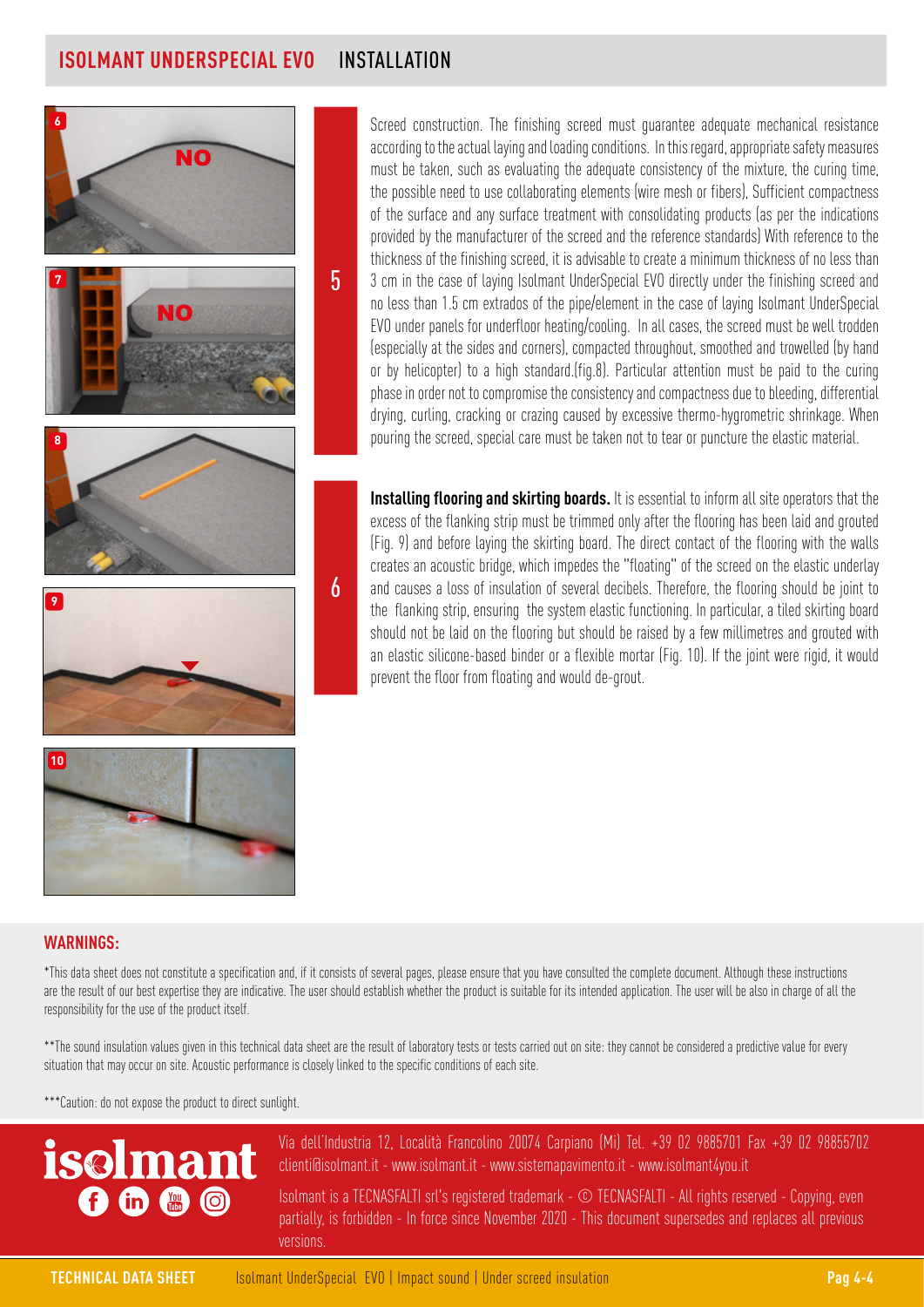## ISOLMANT UNDERSPECIAL EVO INSTALLATION

**5**

Screed construction. The finishing screed must guarantee adequate mechanical resistance according to the actual laying and loading conditions. In this regard, appropriate safety measures must be taken, such as evaluating the adequate consistency of the mixture, the curing time, the possible need to use collaborating elements (wire mesh or fibers), Sufficient compactness of the surface and any surface treatment with consolidating products (as per the indications provided by the manufacturer of the screed and the reference standards) With reference to the thickness of the finishing screed, it is advisable to create a minimum thickness of no less than 3 cm in the case of laying Isolmant UnderSpecial EVO directly under the finishing screed and no less than 1.5 cm extrados of the pipe/element in the case of laying Isolmant UnderSpecial EVO under panels for underfloor heating/cooling. In all cases, the screed must be well trodden (especially at the sides and corners), compacted throughout, smoothed and trowelled (by hand or by helicopter) to a high standard.(fig.8). Particular attention must be paid to the curing phase in order not to compromise the consistency and compactness due to bleeding, differential drying, curling, cracking or crazing caused by excessive thermo-hygrometric shrinkage. When pouring the screed, special care must be taken not to tear or puncture the elastic material.

**6**

**Installing flooring and skirting boards.** It is essential to inform all site operators that the excess of the flanking strip must be trimmed only after the flooring has been laid and grouted (Fig. 9) and before laying the skirting board. The direct contact of the flooring with the walls creates an acoustic bridge, which impedes the "floating" of the screed on the elastic underlay and causes a loss of insulation of several decibels. Therefore, the flooring should be joint to the flanking strip, ensuring the system elastic functioning. In particular, a tiled skirting board should not be laid on the flooring but should be raised by a few millimetres and grouted with an elastic silicone-based binder or a flexible mortar (Fig. 10). If the joint were rigid, it would prevent the floor from floating and would de-grout.

### WARNINGS:

*This data sheet does not constitute a specification and, if it consists of several pages, please ensure that you have consulted the complete document. Although these instructions are the result of our best expertise they are indicative. The user should establish whether the product is suitable for its intended application. The user will be also in charge of all the responsibility for the use of the product itself.

**The sound insulation values given in this technical data sheet are the result of laboratory tests or tests carried out on site: they cannot be considered a predictive value for every situation that may occur on site. Acoustic performance is closely linked to the specific conditions of each site.

***Caution: do not expose the product to direct sunlight.

Via dell'Industria 12, Località Francolino 20074 Carpiano (Mi) Tel. +39 02 9885701 Fax +39 02 98855702
clienti@isolmant.it - www.isolmant.it - www.sistemapavimento.it - www.isolmant4you.it

Isolmant is a TECNASFALTI srl's registered trademark - © TECNASFALTI - All rights reserved - Copying, even partially, is forbidden - In force since November 2020 - This document supersedes and replaces all previous versions.